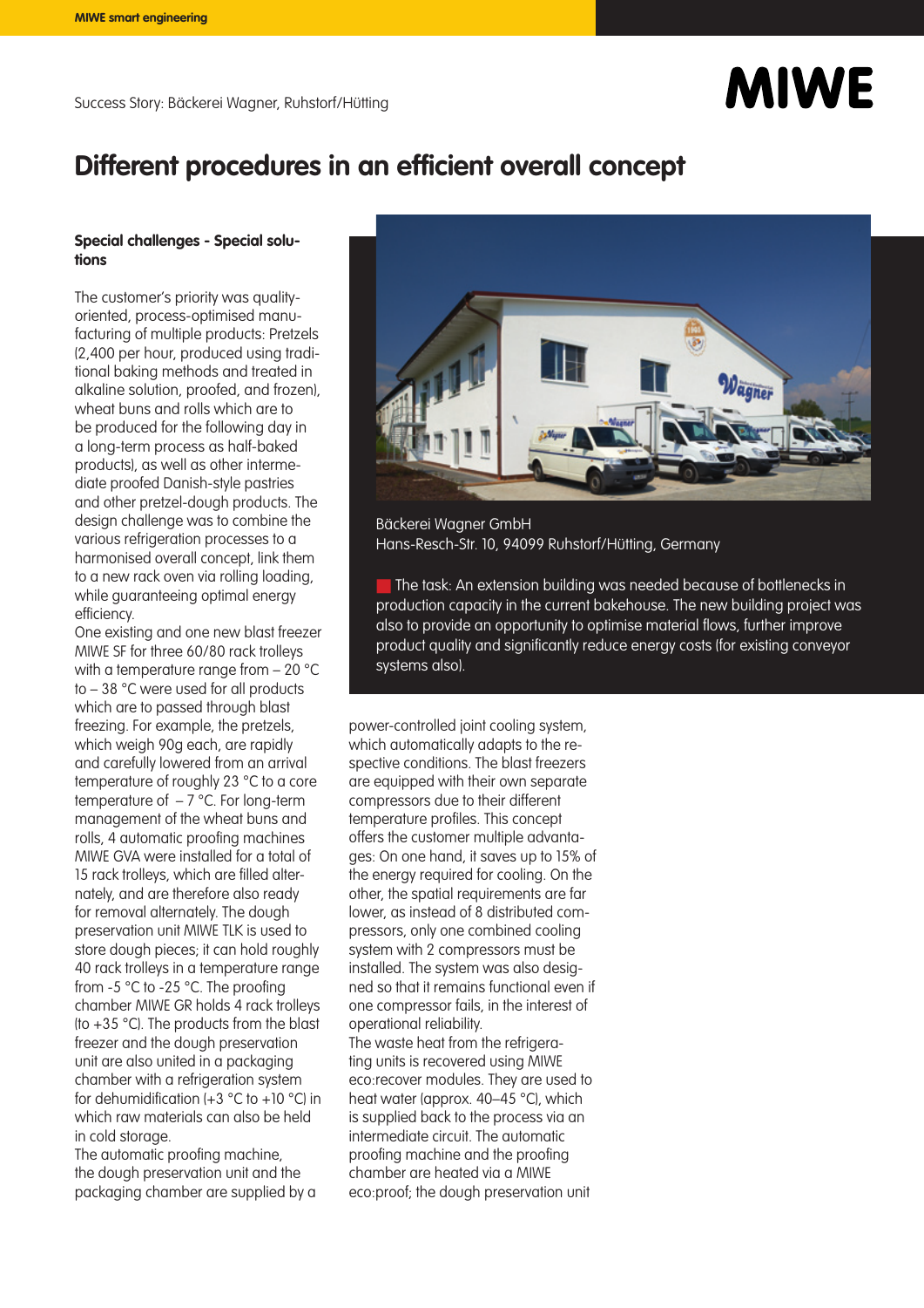Success Story: Bäckerei Wagner, Ruhstorf/Hütting

# Different procedures in an efficient overall concept

Bäckerei Wagner GmbH
Hans-Resch-Str. 10, 94099 Ruhstorf/Hütting, Germany

The task: An extension building was needed because of bottlenecks in production capacity in the current bakehouse. The new building project was also to provide an opportunity to optimise material flows, further improve product quality and significantly reduce energy costs (for existing conveyor systems also).

### Special challenges - Special solutions

The customer's priority was quality-oriented, process-optimised manufacturing of multiple products: Pretzels (2,400 per hour, produced using traditional baking methods and treated in alkaline solution, proofed, and frozen), wheat buns and rolls which are to be produced for the following day in a long-term process as half-baked products), as well as other intermediate proofed Danish-style pastries and other pretzel-dough products. The design challenge was to combine the various refrigeration processes to a harmonised overall concept, link them to a new rack oven via rolling loading, while guaranteeing optimal energy efficiency.

One existing and one new blast freezer MIWE SF for three 60/80 rack trolleys with a temperature range from – 20 °C to – 38 °C were used for all products which are to passed through blast freezing. For example, the pretzels, which weigh 90g each, are rapidly and carefully lowered from an arrival temperature of roughly 23 °C to a core temperature of – 7 °C. For long-term management of the wheat buns and rolls, 4 automatic proofing machines MIWE GVA were installed for a total of 15 rack trolleys, which are filled alternately, and are therefore also ready for removal alternately. The dough preservation unit MIWE TLK is used to store dough pieces; it can hold roughly 40 rack trolleys in a temperature range from -5 °C to -25 °C. The proofing chamber MIWE GR holds 4 rack trolleys (to +35 °C). The products from the blast freezer and the dough preservation unit are also united in a packaging chamber with a refrigeration system for dehumidification (+3 °C to +10 °C) in which raw materials can also be held in cold storage.

The automatic proofing machine, the dough preservation unit and the packaging chamber are supplied by a power-controlled joint cooling system, which automatically adapts to the respective conditions. The blast freezers are equipped with their own separate compressors due to their different temperature profiles. This concept offers the customer multiple advantages: On one hand, it saves up to 15% of the energy required for cooling. On the other, the spatial requirements are far lower, as instead of 8 distributed compressors, only one combined cooling system with 2 compressors must be installed. The system was also designed so that it remains functional even if one compressor fails, in the interest of operational reliability.

The waste heat from the refrigerating units is recovered using MIWE eco:recover modules. They are used to heat water (approx. 40–45 °C), which is supplied back to the process via an intermediate circuit. The automatic proofing machine and the proofing chamber are heated via a MIWE eco:proof; the dough preservation unit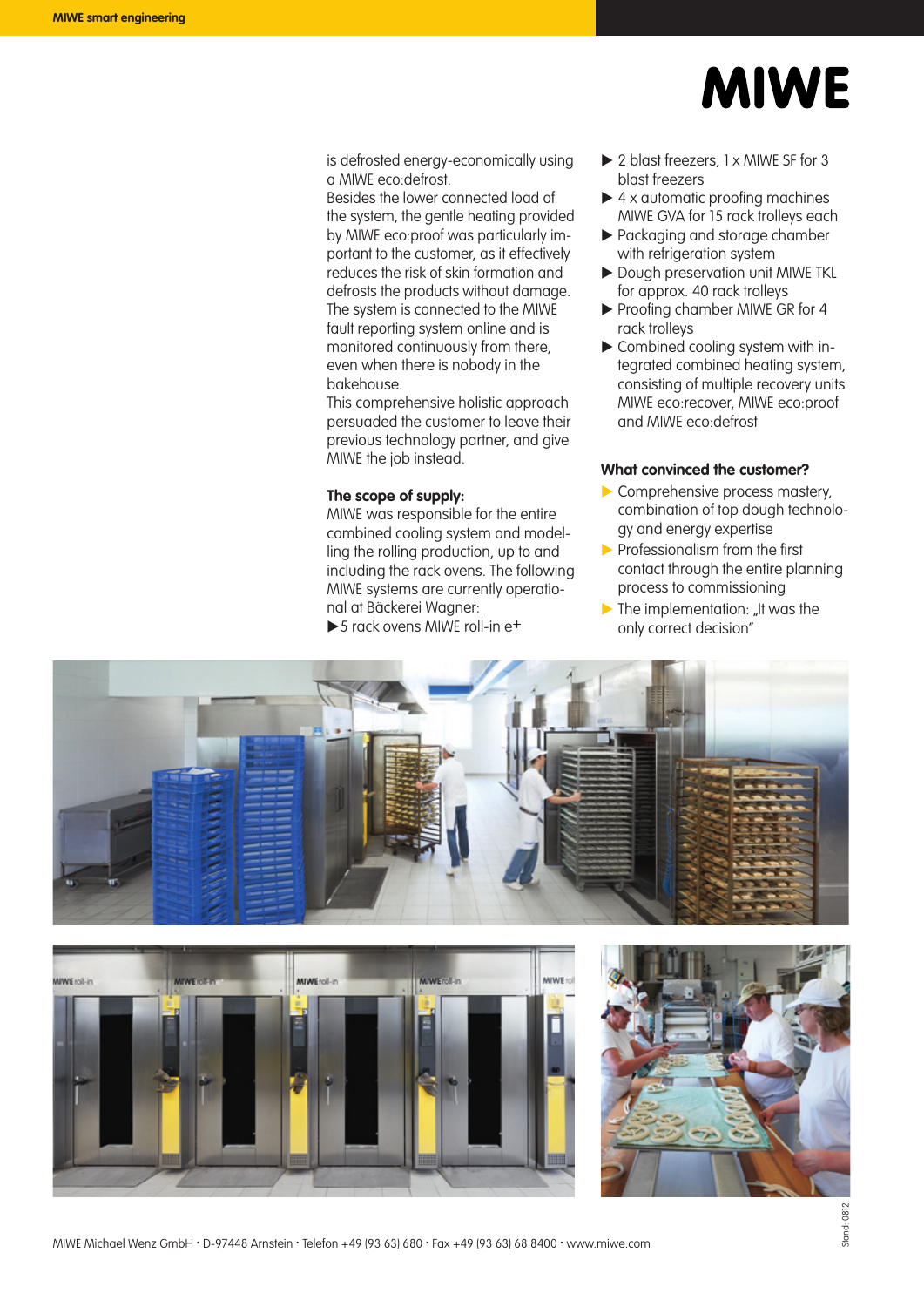is defrosted energy-economically using a MIWE eco:defrost.
Besides the lower connected load of the system, the gentle heating provided by MIWE eco:proof was particularly important to the customer, as it effectively reduces the risk of skin formation and defrosts the products without damage.
The system is connected to the MIWE fault reporting system online and is monitored continuously from there, even when there is nobody in the bakehouse.
This comprehensive holistic approach persuaded the customer to leave their previous technology partner, and give MIWE the job instead.

**The scope of supply:**
MIWE was responsible for the entire combined cooling system and modelling the rolling production, up to and including the rack ovens. The following MIWE systems are currently operational at Bäckerei Wagner:

- 5 rack ovens MIWE roll-in e+
- 2 blast freezers, 1 x MIWE SF for 3 blast freezers
- 4 x automatic proofing machines MIWE GVA for 15 rack trolleys each
- Packaging and storage chamber with refrigeration system
- Dough preservation unit MIWE TKL for approx. 40 rack trolleys
- Proofing chamber MIWE GR for 4 rack trolleys
- Combined cooling system with integrated combined heating system, consisting of multiple recovery units MIWE eco:recover, MIWE eco:proof and MIWE eco:defrost

**What convinced the customer?**

- Comprehensive process mastery, combination of top dough technology and energy expertise
- Professionalism from the first contact through the entire planning process to commissioning
- The implementation: „It was the only correct decision"

MIWE Michael Wenz GmbH · D-97448 Arnstein · Telefon +49 (93 63) 680 · Fax +49 (93 63) 68 8400 · www.miwe.com